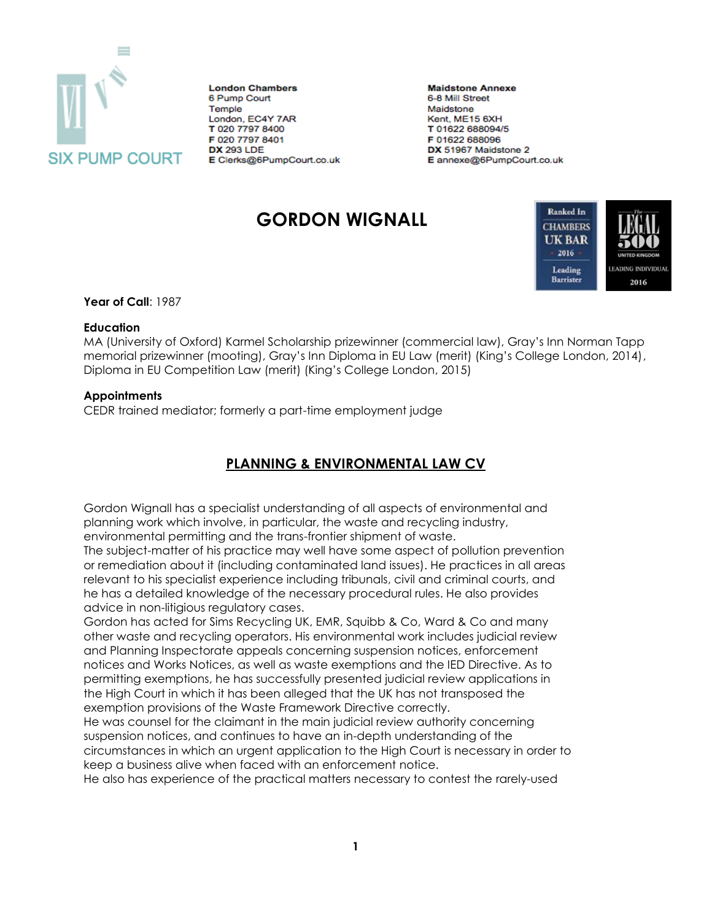SIX PUMP COURT

**London Chambers**
6 Pump Court
Temple
London, EC4Y 7AR
**T** 020 7797 8400
**F** 020 7797 8401
**DX** 293 LDE
**E** Clerks@6PumpCourt.co.uk

**Maidstone Annexe**
6-8 Mill Street
Maidstone
Kent, ME15 6XH
**T** 01622 688094/5
**F** 01622 688096
**DX** 51967 Maidstone 2
**E** annexe@6PumpCourt.co.uk

# GORDON WIGNALL

Ranked In Chambers UK Bar 2016 – Leading Barrister

The Legal 500 United Kingdom – Leading Individual 2016

**Year of Call**: 1987

**Education**
MA (University of Oxford) Karmel Scholarship prizewinner (commercial law), Gray's Inn Norman Tapp memorial prizewinner (mooting), Gray's Inn Diploma in EU Law (merit) (King's College London, 2014), Diploma in EU Competition Law (merit) (King's College London, 2015)

**Appointments**
CEDR trained mediator; formerly a part-time employment judge

## PLANNING & ENVIRONMENTAL LAW CV

Gordon Wignall has a specialist understanding of all aspects of environmental and planning work which involve, in particular, the waste and recycling industry, environmental permitting and the trans-frontier shipment of waste.

The subject-matter of his practice may well have some aspect of pollution prevention or remediation about it (including contaminated land issues). He practices in all areas relevant to his specialist experience including tribunals, civil and criminal courts, and he has a detailed knowledge of the necessary procedural rules. He also provides advice in non-litigious regulatory cases.

Gordon has acted for Sims Recycling UK, EMR, Squibb & Co, Ward & Co and many other waste and recycling operators. His environmental work includes judicial review and Planning Inspectorate appeals concerning suspension notices, enforcement notices and Works Notices, as well as waste exemptions and the IED Directive. As to permitting exemptions, he has successfully presented judicial review applications in the High Court in which it has been alleged that the UK has not transposed the exemption provisions of the Waste Framework Directive correctly.

He was counsel for the claimant in the main judicial review authority concerning suspension notices, and continues to have an in-depth understanding of the circumstances in which an urgent application to the High Court is necessary in order to keep a business alive when faced with an enforcement notice.

He also has experience of the practical matters necessary to contest the rarely-used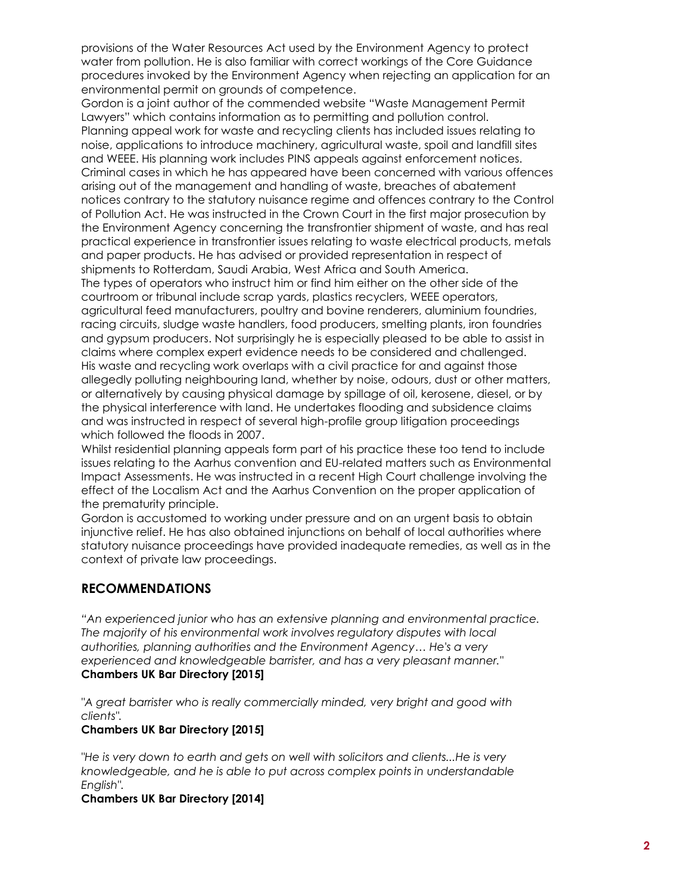provisions of the Water Resources Act used by the Environment Agency to protect water from pollution. He is also familiar with correct workings of the Core Guidance procedures invoked by the Environment Agency when rejecting an application for an environmental permit on grounds of competence.

Gordon is a joint author of the commended website "Waste Management Permit Lawyers" which contains information as to permitting and pollution control.

Planning appeal work for waste and recycling clients has included issues relating to noise, applications to introduce machinery, agricultural waste, spoil and landfill sites and WEEE. His planning work includes PINS appeals against enforcement notices.

Criminal cases in which he has appeared have been concerned with various offences arising out of the management and handling of waste, breaches of abatement notices contrary to the statutory nuisance regime and offences contrary to the Control of Pollution Act. He was instructed in the Crown Court in the first major prosecution by the Environment Agency concerning the transfrontier shipment of waste, and has real practical experience in transfrontier issues relating to waste electrical products, metals and paper products. He has advised or provided representation in respect of shipments to Rotterdam, Saudi Arabia, West Africa and South America.

The types of operators who instruct him or find him either on the other side of the courtroom or tribunal include scrap yards, plastics recyclers, WEEE operators, agricultural feed manufacturers, poultry and bovine renderers, aluminium foundries, racing circuits, sludge waste handlers, food producers, smelting plants, iron foundries and gypsum producers. Not surprisingly he is especially pleased to be able to assist in claims where complex expert evidence needs to be considered and challenged.

His waste and recycling work overlaps with a civil practice for and against those allegedly polluting neighbouring land, whether by noise, odours, dust or other matters, or alternatively by causing physical damage by spillage of oil, kerosene, diesel, or by the physical interference with land. He undertakes flooding and subsidence claims and was instructed in respect of several high-profile group litigation proceedings which followed the floods in 2007.

Whilst residential planning appeals form part of his practice these too tend to include issues relating to the Aarhus convention and EU-related matters such as Environmental Impact Assessments. He was instructed in a recent High Court challenge involving the effect of the Localism Act and the Aarhus Convention on the proper application of the prematurity principle.

Gordon is accustomed to working under pressure and on an urgent basis to obtain injunctive relief. He has also obtained injunctions on behalf of local authorities where statutory nuisance proceedings have provided inadequate remedies, as well as in the context of private law proceedings.

## RECOMMENDATIONS

*"An experienced junior who has an extensive planning and environmental practice. The majority of his environmental work involves regulatory disputes with local authorities, planning authorities and the Environment Agency… He's a very experienced and knowledgeable barrister, and has a very pleasant manner."*
**Chambers UK Bar Directory [2015]**

*"A great barrister who is really commercially minded, very bright and good with clients".*
**Chambers UK Bar Directory [2015]**

*"He is very down to earth and gets on well with solicitors and clients...He is very knowledgeable, and he is able to put across complex points in understandable English".*
**Chambers UK Bar Directory [2014]**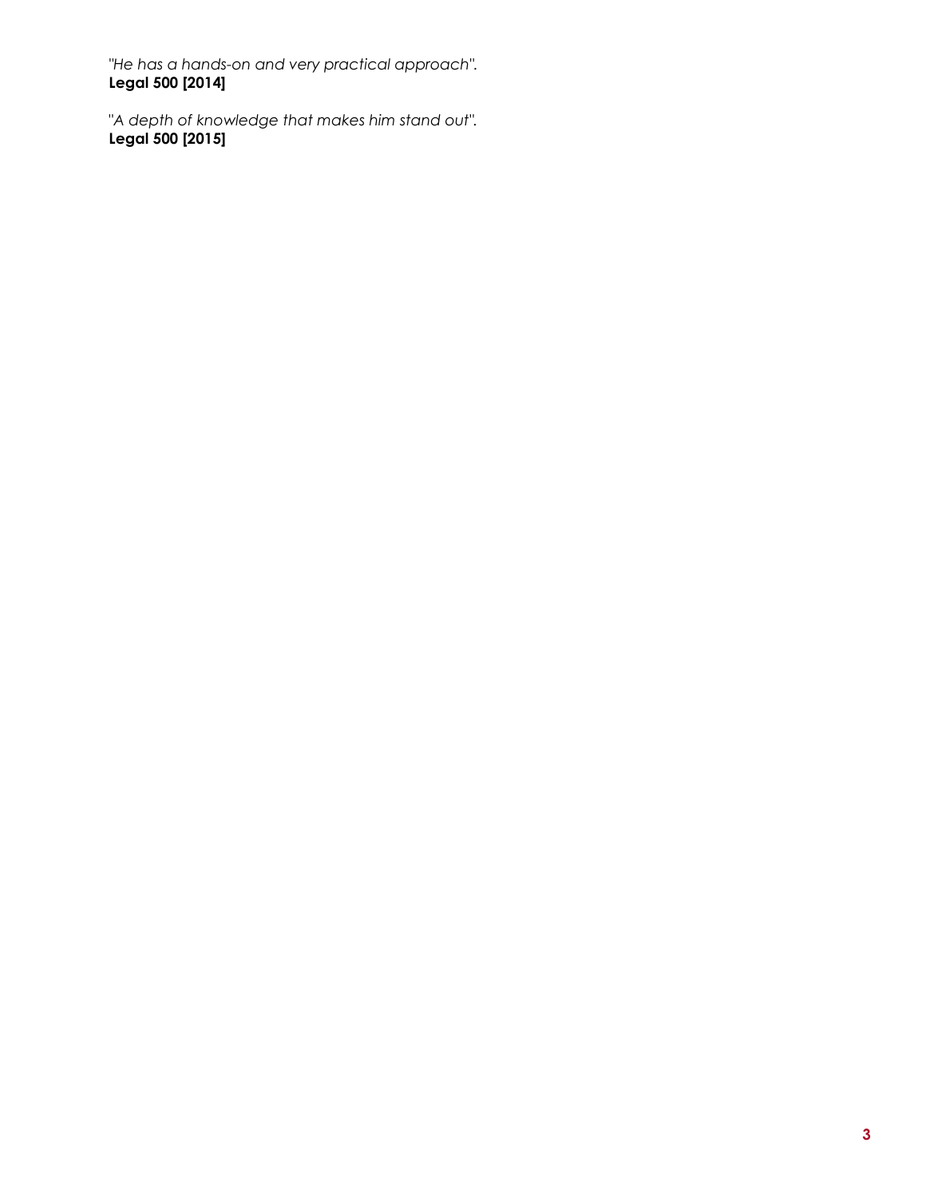*"He has a hands-on and very practical approach".*
**Legal 500 [2014]**

*"A depth of knowledge that makes him stand out".*
**Legal 500 [2015]**